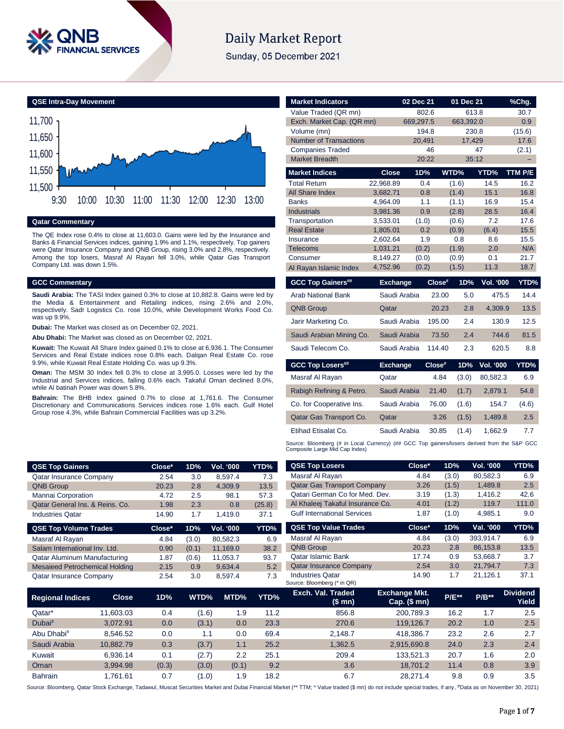# Daily Market Report

Sunday, 05 December 2021

## QSE Intra-Day Movement

## Qatar Commentary

The QE Index rose 0.4% to close at 11,603.0. Gains were led by the Insurance and Banks & Financial Services indices, gaining 1.9% and 1.1%, respectively. Top gainers were Qatar Insurance Company and QNB Group, rising 3.0% and 2.8%, respectively. Among the top losers, Masraf Al Rayan fell 3.0%, while Qatar Gas Transport Company Ltd. was down 1.5%.

## GCC Commentary

**Saudi Arabia:** The TASI Index gained 0.3% to close at 10,882.8. Gains were led by the Media & Entertainment and Retailing indices, rising 2.6% and 2.0%, respectively. Sadr Logistics Co. rose 10.0%, while Development Works Food Co. was up 9.9%.

**Dubai:** The Market was closed as on December 02, 2021.

**Abu Dhabi:** The Market was closed as on December 02, 2021.

**Kuwait:** The Kuwait All Share Index gained 0.1% to close at 6,936.1. The Consumer Services and Real Estate indices rose 0.8% each. Dalqan Real Estate Co. rose 9.9%, while Kuwait Real Estate Holding Co. was up 9.3%.

**Oman:** The MSM 30 Index fell 0.3% to close at 3,995.0. Losses were led by the Industrial and Services indices, falling 0.6% each. Takaful Oman declined 8.0%, while Al batinah Power was down 5.8%.

**Bahrain:** The BHB Index gained 0.7% to close at 1,761.6. The Consumer Discretionary and Communications Services indices rose 1.6% each. Gulf Hotel Group rose 4.3%, while Bahrain Commercial Facilities was up 3.2%.

| Market Indicators | 02 Dec 21 | 01 Dec 21 | %Chg. |
|---|---|---|---|
| Value Traded (QR mn) | 802.6 | 613.8 | 30.7 |
| Exch. Market Cap. (QR mn) | 669,297.5 | 663,392.0 | 0.9 |
| Volume (mn) | 194.8 | 230.8 | (15.6) |
| Number of Transactions | 20,491 | 17,429 | 17.6 |
| Companies Traded | 46 | 47 | (2.1) |
| Market Breadth | 20:22 | 35:12 | – |

| Market Indices | Close | 1D% | WTD% | YTD% | TTM P/E |
|---|---|---|---|---|---|
| Total Return | 22,968.89 | 0.4 | (1.6) | 14.5 | 16.2 |
| All Share Index | 3,682.71 | 0.8 | (1.4) | 15.1 | 16.8 |
| Banks | 4,964.09 | 1.1 | (1.1) | 16.9 | 15.4 |
| Industrials | 3,981.36 | 0.9 | (2.8) | 28.5 | 16.4 |
| Transportation | 3,533.01 | (1.0) | (0.6) | 7.2 | 17.6 |
| Real Estate | 1,805.01 | 0.2 | (0.9) | (6.4) | 15.5 |
| Insurance | 2,602.64 | 1.9 | 0.8 | 8.6 | 15.5 |
| Telecoms | 1,031.21 | (0.2) | (1.9) | 2.0 | N/A |
| Consumer | 8,149.27 | (0.0) | (0.9) | 0.1 | 21.7 |
| Al Rayan Islamic Index | 4,752.96 | (0.2) | (1.5) | 11.3 | 18.7 |

| GCC Top Gainers## | Exchange | Close# | 1D% | Vol. '000 | YTD% |
|---|---|---|---|---|---|
| Arab National Bank | Saudi Arabia | 23.00 | 5.0 | 475.5 | 14.4 |
| QNB Group | Qatar | 20.23 | 2.8 | 4,309.9 | 13.5 |
| Jarir Marketing Co. | Saudi Arabia | 195.00 | 2.4 | 130.9 | 12.5 |
| Saudi Arabian Mining Co. | Saudi Arabia | 73.50 | 2.4 | 744.6 | 81.5 |
| Saudi Telecom Co. | Saudi Arabia | 114.40 | 2.3 | 620.5 | 8.8 |

| GCC Top Losers## | Exchange | Close# | 1D% | Vol. '000 | YTD% |
|---|---|---|---|---|---|
| Masraf Al Rayan | Qatar | 4.84 | (3.0) | 80,582.3 | 6.9 |
| Rabigh Refining & Petro. | Saudi Arabia | 21.40 | (1.7) | 2,879.1 | 54.8 |
| Co. for Cooperative Ins. | Saudi Arabia | 76.00 | (1.6) | 154.7 | (4.6) |
| Qatar Gas Transport Co. | Qatar | 3.26 | (1.5) | 1,489.8 | 2.5 |
| Etihad Etisalat Co. | Saudi Arabia | 30.85 | (1.4) | 1,662.9 | 7.7 |

Source: Bloomberg (# in Local Currency) (## GCC Top gainers/losers derived from the S&P GCC Composite Large Mid Cap Index)

| QSE Top Gainers | Close* | 1D% | Vol. '000 | YTD% |
|---|---|---|---|---|
| Qatar Insurance Company | 2.54 | 3.0 | 8,597.4 | 7.3 |
| QNB Group | 20.23 | 2.8 | 4,309.9 | 13.5 |
| Mannai Corporation | 4.72 | 2.5 | 98.1 | 57.3 |
| Qatar General Ins. & Reins. Co. | 1.98 | 2.3 | 0.8 | (25.8) |
| Industries Qatar | 14.90 | 1.7 | 1,419.0 | 37.1 |

| QSE Top Volume Trades | Close* | 1D% | Vol. '000 | YTD% |
|---|---|---|---|---|
| Masraf Al Rayan | 4.84 | (3.0) | 80,582.3 | 6.9 |
| Salam International Inv. Ltd. | 0.90 | (0.1) | 11,169.0 | 38.2 |
| Qatar Aluminum Manufacturing | 1.87 | (0.6) | 11,053.7 | 93.7 |
| Mesaieed Petrochemical Holding | 2.15 | 0.9 | 9,634.4 | 5.2 |
| Qatar Insurance Company | 2.54 | 3.0 | 8,597.4 | 7.3 |

| QSE Top Losers | Close* | 1D% | Vol. '000 | YTD% |
|---|---|---|---|---|
| Masraf Al Rayan | 4.84 | (3.0) | 80,582.3 | 6.9 |
| Qatar Gas Transport Company | 3.26 | (1.5) | 1,489.8 | 2.5 |
| Qatari German Co for Med. Dev. | 3.19 | (1.3) | 1,416.2 | 42.6 |
| Al Khaleej Takaful Insurance Co. | 4.01 | (1.2) | 119.7 | 111.0 |
| Gulf International Services | 1.87 | (1.0) | 4,985.1 | 9.0 |

| QSE Top Value Trades | Close* | 1D% | Val. '000 | YTD% |
|---|---|---|---|---|
| Masraf Al Rayan | 4.84 | (3.0) | 393,914.7 | 6.9 |
| QNB Group | 20.23 | 2.8 | 86,153.8 | 13.5 |
| Qatar Islamic Bank | 17.74 | 0.9 | 53,668.7 | 3.7 |
| Qatar Insurance Company | 2.54 | 3.0 | 21,794.7 | 7.3 |
| Industries Qatar | 14.90 | 1.7 | 21,126.1 | 37.1 |

Source: Bloomberg (* in QR)

| Regional Indices | Close | 1D% | WTD% | MTD% | YTD% | Exch. Val. Traded ($ mn) | Exchange Mkt. Cap. ($ mn) | P/E** | P/B** | Dividend Yield |
|---|---|---|---|---|---|---|---|---|---|---|
| Qatar* | 11,603.03 | 0.4 | (1.6) | 1.9 | 11.2 | 856.8 | 200,789.3 | 16.2 | 1.7 | 2.5 |
| Dubai# | 3,072.91 | 0.0 | (3.1) | 0.0 | 23.3 | 270.6 | 119,126.7 | 20.2 | 1.0 | 2.5 |
| Abu Dhabi# | 8,546.52 | 0.0 | 1.1 | 0.0 | 69.4 | 2,148.7 | 418,386.7 | 23.2 | 2.6 | 2.7 |
| Saudi Arabia | 10,882.79 | 0.3 | (3.7) | 1.1 | 25.2 | 1,362.5 | 2,915,690.8 | 24.0 | 2.3 | 2.4 |
| Kuwait | 6,936.14 | 0.1 | (2.7) | 2.2 | 25.1 | 209.4 | 133,521.3 | 20.7 | 1.6 | 2.0 |
| Oman | 3,994.98 | (0.3) | (3.0) | (0.1) | 9.2 | 3.6 | 18,701.2 | 11.4 | 0.8 | 3.9 |
| Bahrain | 1,761.61 | 0.7 | (1.0) | 1.9 | 18.2 | 6.7 | 28,271.4 | 9.8 | 0.9 | 3.5 |

Source: Bloomberg, Qatar Stock Exchange, Tadawul, Muscat Securities Market and Dubai Financial Market (** TTM; * Value traded ($ mn) do not include special trades, if any, #Data as on November 30, 2021)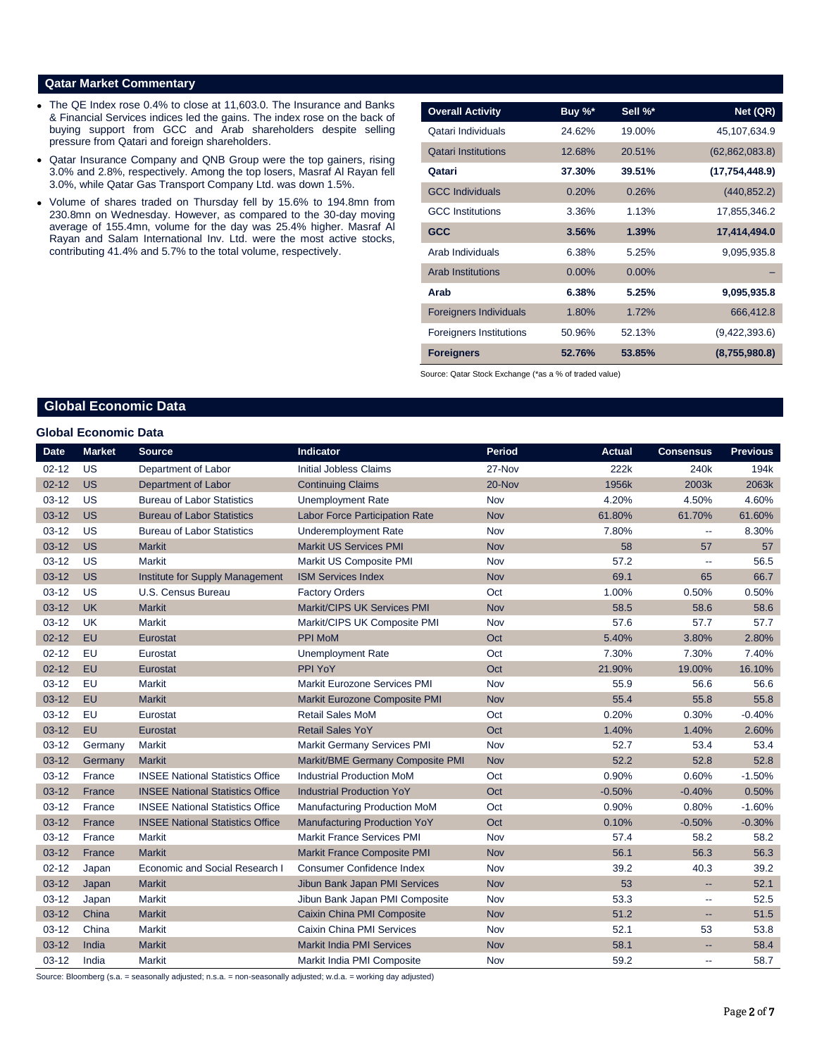## Qatar Market Commentary

- The QE Index rose 0.4% to close at 11,603.0. The Insurance and Banks & Financial Services indices led the gains. The index rose on the back of buying support from GCC and Arab shareholders despite selling pressure from Qatari and foreign shareholders.
- Qatar Insurance Company and QNB Group were the top gainers, rising 3.0% and 2.8%, respectively. Among the top losers, Masraf Al Rayan fell 3.0%, while Qatar Gas Transport Company Ltd. was down 1.5%.
- Volume of shares traded on Thursday fell by 15.6% to 194.8mn from 230.8mn on Wednesday. However, as compared to the 30-day moving average of 155.4mn, volume for the day was 25.4% higher. Masraf Al Rayan and Salam International Inv. Ltd. were the most active stocks, contributing 41.4% and 5.7% to the total volume, respectively.

| Overall Activity | Buy %* | Sell %* | Net (QR) |
|---|---|---|---|
| Qatari Individuals | 24.62% | 19.00% | 45,107,634.9 |
| Qatari Institutions | 12.68% | 20.51% | (62,862,083.8) |
| **Qatari** | **37.30%** | **39.51%** | **(17,754,448.9)** |
| GCC Individuals | 0.20% | 0.26% | (440,852.2) |
| GCC Institutions | 3.36% | 1.13% | 17,855,346.2 |
| **GCC** | **3.56%** | **1.39%** | **17,414,494.0** |
| Arab Individuals | 6.38% | 5.25% | 9,095,935.8 |
| Arab Institutions | 0.00% | 0.00% | – |
| **Arab** | **6.38%** | **5.25%** | **9,095,935.8** |
| Foreigners Individuals | 1.80% | 1.72% | 666,412.8 |
| Foreigners Institutions | 50.96% | 52.13% | (9,422,393.6) |
| **Foreigners** | **52.76%** | **53.85%** | **(8,755,980.8)** |

Source: Qatar Stock Exchange (*as a % of traded value)

## Global Economic Data

### Global Economic Data

| Date | Market | Source | Indicator | Period | Actual | Consensus | Previous |
|---|---|---|---|---|---|---|---|
| 02-12 | US | Department of Labor | Initial Jobless Claims | 27-Nov | 222k | 240k | 194k |
| 02-12 | US | Department of Labor | Continuing Claims | 20-Nov | 1956k | 2003k | 2063k |
| 03-12 | US | Bureau of Labor Statistics | Unemployment Rate | Nov | 4.20% | 4.50% | 4.60% |
| 03-12 | US | Bureau of Labor Statistics | Labor Force Participation Rate | Nov | 61.80% | 61.70% | 61.60% |
| 03-12 | US | Bureau of Labor Statistics | Underemployment Rate | Nov | 7.80% | -- | 8.30% |
| 03-12 | US | Markit | Markit US Services PMI | Nov | 58 | 57 | 57 |
| 03-12 | US | Markit | Markit US Composite PMI | Nov | 57.2 | -- | 56.5 |
| 03-12 | US | Institute for Supply Management | ISM Services Index | Nov | 69.1 | 65 | 66.7 |
| 03-12 | US | U.S. Census Bureau | Factory Orders | Oct | 1.00% | 0.50% | 0.50% |
| 03-12 | UK | Markit | Markit/CIPS UK Services PMI | Nov | 58.5 | 58.6 | 58.6 |
| 03-12 | UK | Markit | Markit/CIPS UK Composite PMI | Nov | 57.6 | 57.7 | 57.7 |
| 02-12 | EU | Eurostat | PPI MoM | Oct | 5.40% | 3.80% | 2.80% |
| 02-12 | EU | Eurostat | Unemployment Rate | Oct | 7.30% | 7.30% | 7.40% |
| 02-12 | EU | Eurostat | PPI YoY | Oct | 21.90% | 19.00% | 16.10% |
| 03-12 | EU | Markit | Markit Eurozone Services PMI | Nov | 55.9 | 56.6 | 56.6 |
| 03-12 | EU | Markit | Markit Eurozone Composite PMI | Nov | 55.4 | 55.8 | 55.8 |
| 03-12 | EU | Eurostat | Retail Sales MoM | Oct | 0.20% | 0.30% | -0.40% |
| 03-12 | EU | Eurostat | Retail Sales YoY | Oct | 1.40% | 1.40% | 2.60% |
| 03-12 | Germany | Markit | Markit Germany Services PMI | Nov | 52.7 | 53.4 | 53.4 |
| 03-12 | Germany | Markit | Markit/BME Germany Composite PMI | Nov | 52.2 | 52.8 | 52.8 |
| 03-12 | France | INSEE National Statistics Office | Industrial Production MoM | Oct | 0.90% | 0.60% | -1.50% |
| 03-12 | France | INSEE National Statistics Office | Industrial Production YoY | Oct | -0.50% | -0.40% | 0.50% |
| 03-12 | France | INSEE National Statistics Office | Manufacturing Production MoM | Oct | 0.90% | 0.80% | -1.60% |
| 03-12 | France | INSEE National Statistics Office | Manufacturing Production YoY | Oct | 0.10% | -0.50% | -0.30% |
| 03-12 | France | Markit | Markit France Services PMI | Nov | 57.4 | 58.2 | 58.2 |
| 03-12 | France | Markit | Markit France Composite PMI | Nov | 56.1 | 56.3 | 56.3 |
| 02-12 | Japan | Economic and Social Research I | Consumer Confidence Index | Nov | 39.2 | 40.3 | 39.2 |
| 03-12 | Japan | Markit | Jibun Bank Japan PMI Services | Nov | 53 | -- | 52.1 |
| 03-12 | Japan | Markit | Jibun Bank Japan PMI Composite | Nov | 53.3 | -- | 52.5 |
| 03-12 | China | Markit | Caixin China PMI Composite | Nov | 51.2 | -- | 51.5 |
| 03-12 | China | Markit | Caixin China PMI Services | Nov | 52.1 | 53 | 53.8 |
| 03-12 | India | Markit | Markit India PMI Services | Nov | 58.1 | -- | 58.4 |
| 03-12 | India | Markit | Markit India PMI Composite | Nov | 59.2 | -- | 58.7 |

Source: Bloomberg (s.a. = seasonally adjusted; n.s.a. = non-seasonally adjusted; w.d.a. = working day adjusted)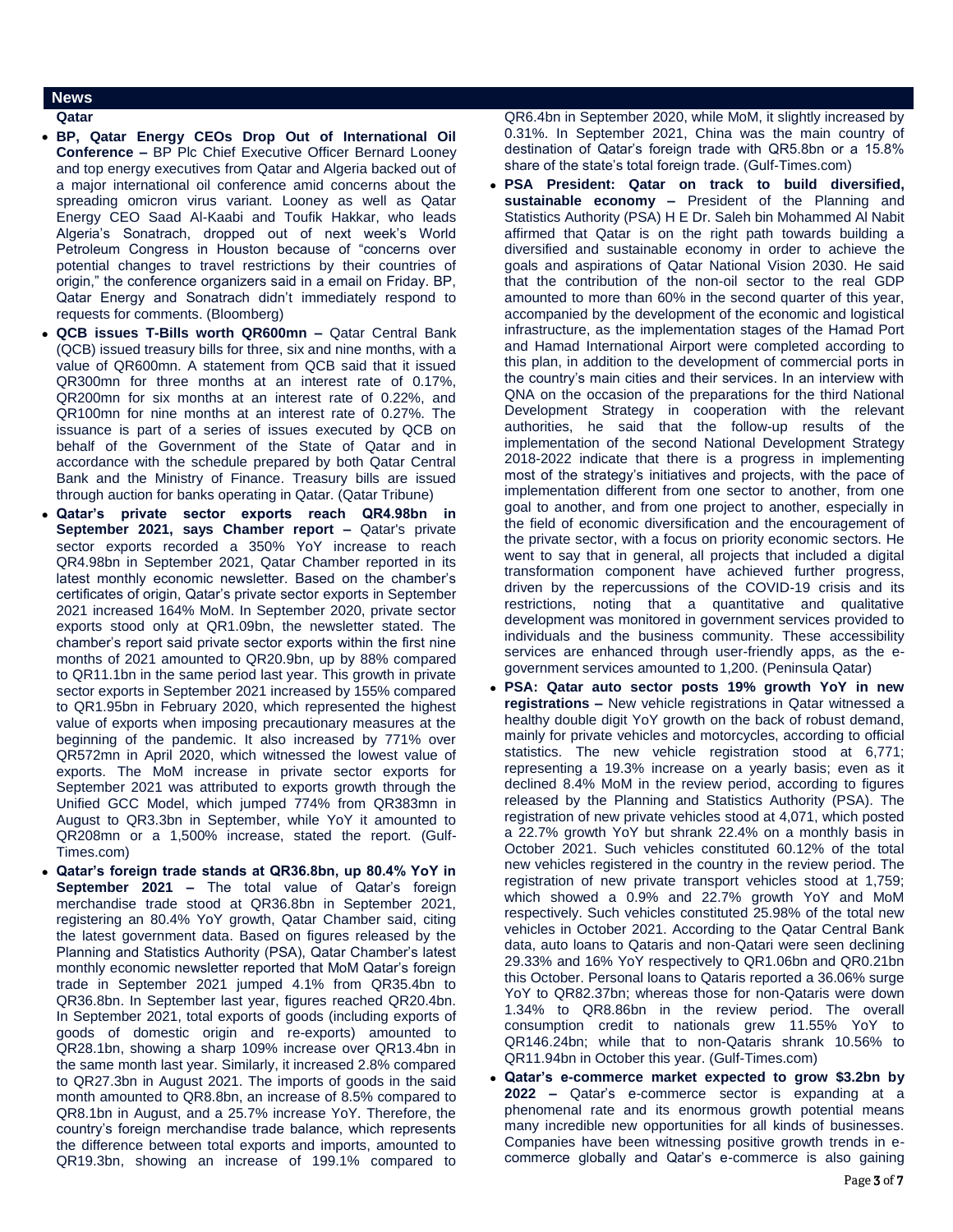## News

### Qatar

- **BP, Qatar Energy CEOs Drop Out of International Oil Conference –** BP Plc Chief Executive Officer Bernard Looney and top energy executives from Qatar and Algeria backed out of a major international oil conference amid concerns about the spreading omicron virus variant. Looney as well as Qatar Energy CEO Saad Al-Kaabi and Toufik Hakkar, who leads Algeria's Sonatrach, dropped out of next week's World Petroleum Congress in Houston because of "concerns over potential changes to travel restrictions by their countries of origin," the conference organizers said in a email on Friday. BP, Qatar Energy and Sonatrach didn't immediately respond to requests for comments. (Bloomberg)
- **QCB issues T-Bills worth QR600mn –** Qatar Central Bank (QCB) issued treasury bills for three, six and nine months, with a value of QR600mn. A statement from QCB said that it issued QR300mn for three months at an interest rate of 0.17%, QR200mn for six months at an interest rate of 0.22%, and QR100mn for nine months at an interest rate of 0.27%. The issuance is part of a series of issues executed by QCB on behalf of the Government of the State of Qatar and in accordance with the schedule prepared by both Qatar Central Bank and the Ministry of Finance. Treasury bills are issued through auction for banks operating in Qatar. (Qatar Tribune)
- **Qatar's private sector exports reach QR4.98bn in September 2021, says Chamber report –** Qatar's private sector exports recorded a 350% YoY increase to reach QR4.98bn in September 2021, Qatar Chamber reported in its latest monthly economic newsletter. Based on the chamber's certificates of origin, Qatar's private sector exports in September 2021 increased 164% MoM. In September 2020, private sector exports stood only at QR1.09bn, the newsletter stated. The chamber's report said private sector exports within the first nine months of 2021 amounted to QR20.9bn, up by 88% compared to QR11.1bn in the same period last year. This growth in private sector exports in September 2021 increased by 155% compared to QR1.95bn in February 2020, which represented the highest value of exports when imposing precautionary measures at the beginning of the pandemic. It also increased by 771% over QR572mn in April 2020, which witnessed the lowest value of exports. The MoM increase in private sector exports for September 2021 was attributed to exports growth through the Unified GCC Model, which jumped 774% from QR383mn in August to QR3.3bn in September, while YoY it amounted to QR208mn or a 1,500% increase, stated the report. (Gulf-Times.com)
- **Qatar's foreign trade stands at QR36.8bn, up 80.4% YoY in September 2021 –** The total value of Qatar's foreign merchandise trade stood at QR36.8bn in September 2021, registering an 80.4% YoY growth, Qatar Chamber said, citing the latest government data. Based on figures released by the Planning and Statistics Authority (PSA), Qatar Chamber's latest monthly economic newsletter reported that MoM Qatar's foreign trade in September 2021 jumped 4.1% from QR35.4bn to QR36.8bn. In September last year, figures reached QR20.4bn. In September 2021, total exports of goods (including exports of goods of domestic origin and re-exports) amounted to QR28.1bn, showing a sharp 109% increase over QR13.4bn in the same month last year. Similarly, it increased 2.8% compared to QR27.3bn in August 2021. The imports of goods in the said month amounted to QR8.8bn, an increase of 8.5% compared to QR8.1bn in August, and a 25.7% increase YoY. Therefore, the country's foreign merchandise trade balance, which represents the difference between total exports and imports, amounted to QR19.3bn, showing an increase of 199.1% compared to QR6.4bn in September 2020, while MoM, it slightly increased by 0.31%. In September 2021, China was the main country of destination of Qatar's foreign trade with QR5.8bn or a 15.8% share of the state's total foreign trade. (Gulf-Times.com)
- **PSA President: Qatar on track to build diversified, sustainable economy –** President of the Planning and Statistics Authority (PSA) H E Dr. Saleh bin Mohammed Al Nabit affirmed that Qatar is on the right path towards building a diversified and sustainable economy in order to achieve the goals and aspirations of Qatar National Vision 2030. He said that the contribution of the non-oil sector to the real GDP amounted to more than 60% in the second quarter of this year, accompanied by the development of the economic and logistical infrastructure, as the implementation stages of the Hamad Port and Hamad International Airport were completed according to this plan, in addition to the development of commercial ports in the country's main cities and their services. In an interview with QNA on the occasion of the preparations for the third National Development Strategy in cooperation with the relevant authorities, he said that the follow-up results of the implementation of the second National Development Strategy 2018-2022 indicate that there is a progress in implementing most of the strategy's initiatives and projects, with the pace of implementation different from one sector to another, from one goal to another, and from one project to another, especially in the field of economic diversification and the encouragement of the private sector, with a focus on priority economic sectors. He went to say that in general, all projects that included a digital transformation component have achieved further progress, driven by the repercussions of the COVID-19 crisis and its restrictions, noting that a quantitative and qualitative development was monitored in government services provided to individuals and the business community. These accessibility services are enhanced through user-friendly apps, as the e-government services amounted to 1,200. (Peninsula Qatar)
- **PSA: Qatar auto sector posts 19% growth YoY in new registrations –** New vehicle registrations in Qatar witnessed a healthy double digit YoY growth on the back of robust demand, mainly for private vehicles and motorcycles, according to official statistics. The new vehicle registration stood at 6,771; representing a 19.3% increase on a yearly basis; even as it declined 8.4% MoM in the review period, according to figures released by the Planning and Statistics Authority (PSA). The registration of new private vehicles stood at 4,071, which posted a 22.7% growth YoY but shrank 22.4% on a monthly basis in October 2021. Such vehicles constituted 60.12% of the total new vehicles registered in the country in the review period. The registration of new private transport vehicles stood at 1,759; which showed a 0.9% and 22.7% growth YoY and MoM respectively. Such vehicles constituted 25.98% of the total new vehicles in October 2021. According to the Qatar Central Bank data, auto loans to Qataris and non-Qatari were seen declining 29.33% and 16% YoY respectively to QR1.06bn and QR0.21bn this October. Personal loans to Qataris reported a 36.06% surge YoY to QR82.37bn; whereas those for non-Qataris were down 1.34% to QR8.86bn in the review period. The overall consumption credit to nationals grew 11.55% YoY to QR146.24bn; while that to non-Qataris shrank 10.56% to QR11.94bn in October this year. (Gulf-Times.com)
- **Qatar's e-commerce market expected to grow $3.2bn by 2022 –** Qatar's e-commerce sector is expanding at a phenomenal rate and its enormous growth potential means many incredible new opportunities for all kinds of businesses. Companies have been witnessing positive growth trends in e-commerce globally and Qatar's e-commerce is also gaining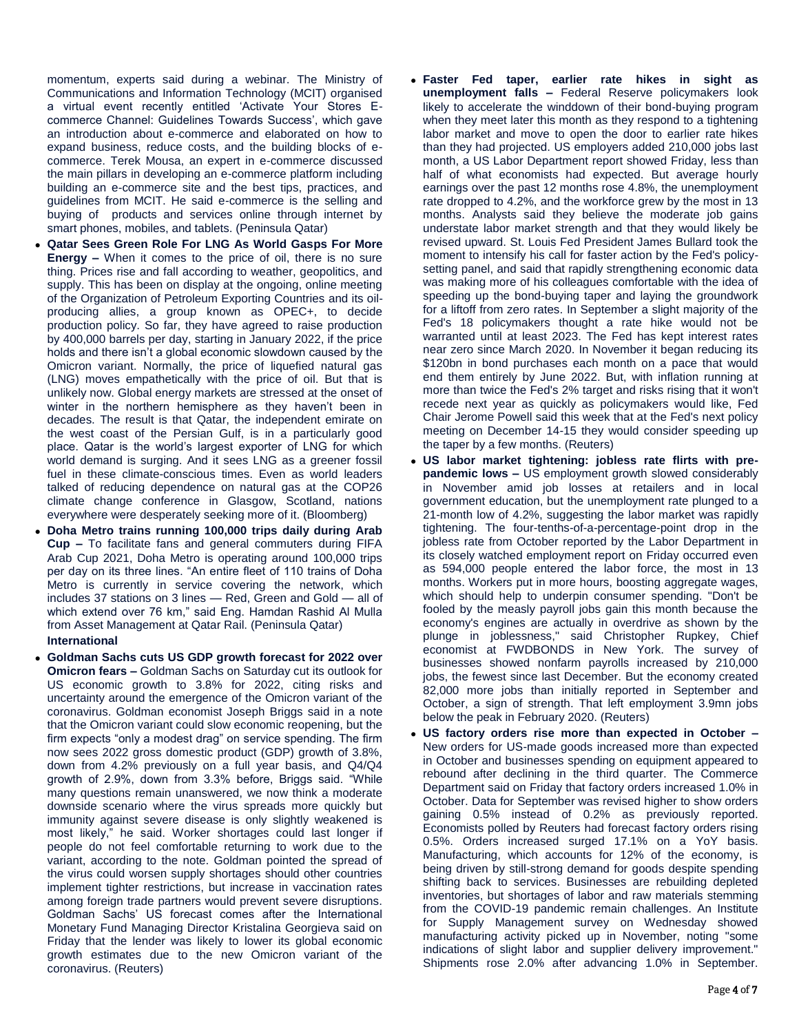momentum, experts said during a webinar. The Ministry of Communications and Information Technology (MCIT) organised a virtual event recently entitled 'Activate Your Stores E-commerce Channel: Guidelines Towards Success', which gave an introduction about e-commerce and elaborated on how to expand business, reduce costs, and the building blocks of e-commerce. Terek Mousa, an expert in e-commerce discussed the main pillars in developing an e-commerce platform including building an e-commerce site and the best tips, practices, and guidelines from MCIT. He said e-commerce is the selling and buying of products and services online through internet by smart phones, mobiles, and tablets. (Peninsula Qatar)

- **Qatar Sees Green Role For LNG As World Gasps For More Energy –** When it comes to the price of oil, there is no sure thing. Prices rise and fall according to weather, geopolitics, and supply. This has been on display at the ongoing, online meeting of the Organization of Petroleum Exporting Countries and its oil-producing allies, a group known as OPEC+, to decide production policy. So far, they have agreed to raise production by 400,000 barrels per day, starting in January 2022, if the price holds and there isn't a global economic slowdown caused by the Omicron variant. Normally, the price of liquefied natural gas (LNG) moves empathetically with the price of oil. But that is unlikely now. Global energy markets are stressed at the onset of winter in the northern hemisphere as they haven't been in decades. The result is that Qatar, the independent emirate on the west coast of the Persian Gulf, is in a particularly good place. Qatar is the world's largest exporter of LNG for which world demand is surging. And it sees LNG as a greener fossil fuel in these climate-conscious times. Even as world leaders talked of reducing dependence on natural gas at the COP26 climate change conference in Glasgow, Scotland, nations everywhere were desperately seeking more of it. (Bloomberg)
- **Doha Metro trains running 100,000 trips daily during Arab Cup –** To facilitate fans and general commuters during FIFA Arab Cup 2021, Doha Metro is operating around 100,000 trips per day on its three lines. "An entire fleet of 110 trains of Doha Metro is currently in service covering the network, which includes 37 stations on 3 lines — Red, Green and Gold — all of which extend over 76 km," said Eng. Hamdan Rashid Al Mulla from Asset Management at Qatar Rail. (Peninsula Qatar)

**International**

- **Goldman Sachs cuts US GDP growth forecast for 2022 over Omicron fears –** Goldman Sachs on Saturday cut its outlook for US economic growth to 3.8% for 2022, citing risks and uncertainty around the emergence of the Omicron variant of the coronavirus. Goldman economist Joseph Briggs said in a note that the Omicron variant could slow economic reopening, but the firm expects "only a modest drag" on service spending. The firm now sees 2022 gross domestic product (GDP) growth of 3.8%, down from 4.2% previously on a full year basis, and Q4/Q4 growth of 2.9%, down from 3.3% before, Briggs said. "While many questions remain unanswered, we now think a moderate downside scenario where the virus spreads more quickly but immunity against severe disease is only slightly weakened is most likely," he said. Worker shortages could last longer if people do not feel comfortable returning to work due to the variant, according to the note. Goldman pointed the spread of the virus could worsen supply shortages should other countries implement tighter restrictions, but increase in vaccination rates among foreign trade partners would prevent severe disruptions. Goldman Sachs' US forecast comes after the International Monetary Fund Managing Director Kristalina Georgieva said on Friday that the lender was likely to lower its global economic growth estimates due to the new Omicron variant of the coronavirus. (Reuters)
- **Faster Fed taper, earlier rate hikes in sight as unemployment falls –** Federal Reserve policymakers look likely to accelerate the winddown of their bond-buying program when they meet later this month as they respond to a tightening labor market and move to open the door to earlier rate hikes than they had projected. US employers added 210,000 jobs last month, a US Labor Department report showed Friday, less than half of what economists had expected. But average hourly earnings over the past 12 months rose 4.8%, the unemployment rate dropped to 4.2%, and the workforce grew by the most in 13 months. Analysts said they believe the moderate job gains understate labor market strength and that they would likely be revised upward. St. Louis Fed President James Bullard took the moment to intensify his call for faster action by the Fed's policy-setting panel, and said that rapidly strengthening economic data was making more of his colleagues comfortable with the idea of speeding up the bond-buying taper and laying the groundwork for a liftoff from zero rates. In September a slight majority of the Fed's 18 policymakers thought a rate hike would not be warranted until at least 2023. The Fed has kept interest rates near zero since March 2020. In November it began reducing its $120bn in bond purchases each month on a pace that would end them entirely by June 2022. But, with inflation running at more than twice the Fed's 2% target and risks rising that it won't recede next year as quickly as policymakers would like, Fed Chair Jerome Powell said this week that at the Fed's next policy meeting on December 14-15 they would consider speeding up the taper by a few months. (Reuters)
- **US labor market tightening: jobless rate flirts with pre-pandemic lows –** US employment growth slowed considerably in November amid job losses at retailers and in local government education, but the unemployment rate plunged to a 21-month low of 4.2%, suggesting the labor market was rapidly tightening. The four-tenths-of-a-percentage-point drop in the jobless rate from October reported by the Labor Department in its closely watched employment report on Friday occurred even as 594,000 people entered the labor force, the most in 13 months. Workers put in more hours, boosting aggregate wages, which should help to underpin consumer spending. "Don't be fooled by the measly payroll jobs gain this month because the economy's engines are actually in overdrive as shown by the plunge in joblessness," said Christopher Rupkey, Chief economist at FWDBONDS in New York. The survey of businesses showed nonfarm payrolls increased by 210,000 jobs, the fewest since last December. But the economy created 82,000 more jobs than initially reported in September and October, a sign of strength. That left employment 3.9mn jobs below the peak in February 2020. (Reuters)
- **US factory orders rise more than expected in October –** New orders for US-made goods increased more than expected in October and businesses spending on equipment appeared to rebound after declining in the third quarter. The Commerce Department said on Friday that factory orders increased 1.0% in October. Data for September was revised higher to show orders gaining 0.5% instead of 0.2% as previously reported. Economists polled by Reuters had forecast factory orders rising 0.5%. Orders increased surged 17.1% on a YoY basis. Manufacturing, which accounts for 12% of the economy, is being driven by still-strong demand for goods despite spending shifting back to services. Businesses are rebuilding depleted inventories, but shortages of labor and raw materials stemming from the COVID-19 pandemic remain challenges. An Institute for Supply Management survey on Wednesday showed manufacturing activity picked up in November, noting "some indications of slight labor and supplier delivery improvement." Shipments rose 2.0% after advancing 1.0% in September.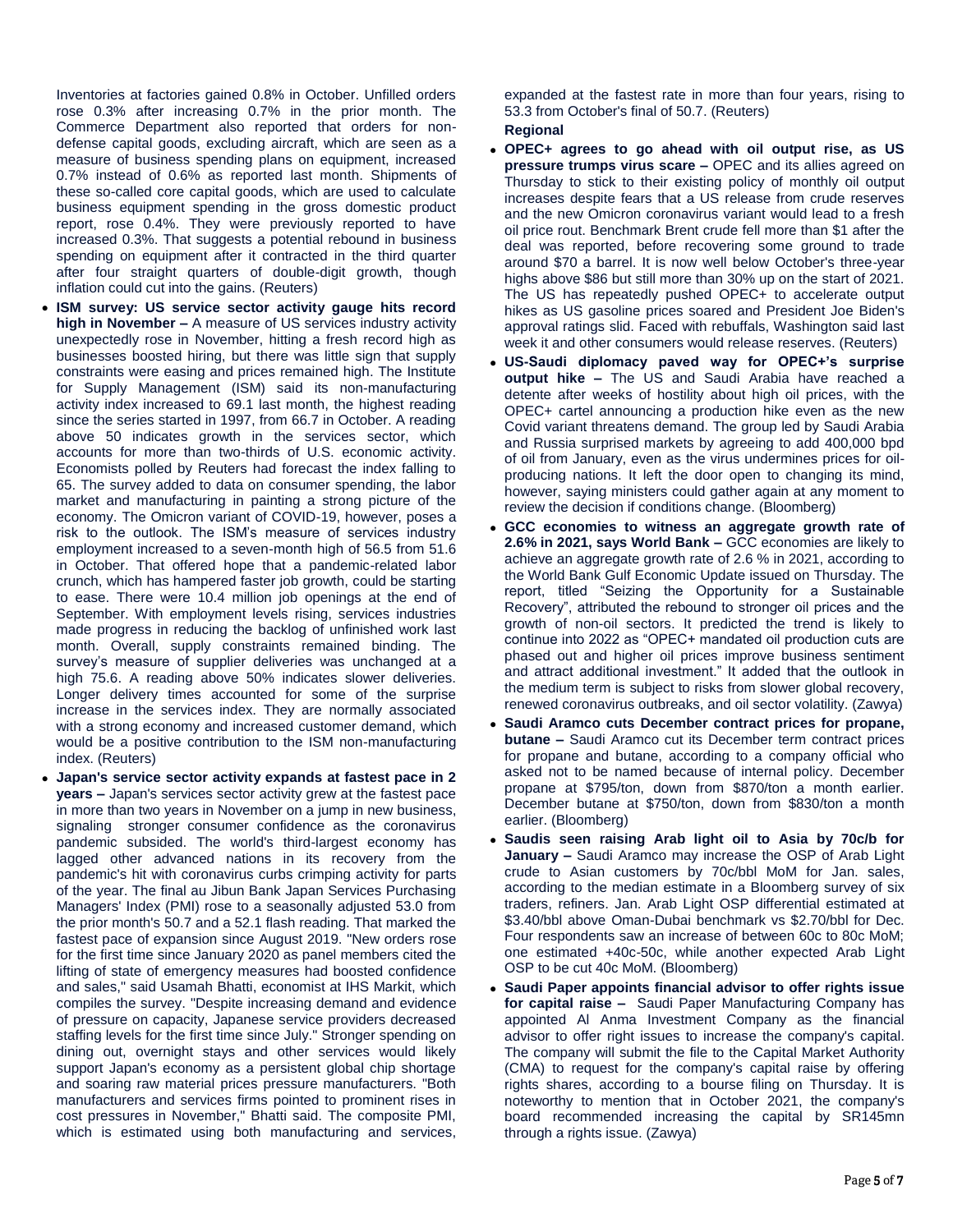Inventories at factories gained 0.8% in October. Unfilled orders rose 0.3% after increasing 0.7% in the prior month. The Commerce Department also reported that orders for non-defense capital goods, excluding aircraft, which are seen as a measure of business spending plans on equipment, increased 0.7% instead of 0.6% as reported last month. Shipments of these so-called core capital goods, which are used to calculate business equipment spending in the gross domestic product report, rose 0.4%. They were previously reported to have increased 0.3%. That suggests a potential rebound in business spending on equipment after it contracted in the third quarter after four straight quarters of double-digit growth, though inflation could cut into the gains. (Reuters)

- **ISM survey: US service sector activity gauge hits record high in November –** A measure of US services industry activity unexpectedly rose in November, hitting a fresh record high as businesses boosted hiring, but there was little sign that supply constraints were easing and prices remained high. The Institute for Supply Management (ISM) said its non-manufacturing activity index increased to 69.1 last month, the highest reading since the series started in 1997, from 66.7 in October. A reading above 50 indicates growth in the services sector, which accounts for more than two-thirds of U.S. economic activity. Economists polled by Reuters had forecast the index falling to 65. The survey added to data on consumer spending, the labor market and manufacturing in painting a strong picture of the economy. The Omicron variant of COVID-19, however, poses a risk to the outlook. The ISM's measure of services industry employment increased to a seven-month high of 56.5 from 51.6 in October. That offered hope that a pandemic-related labor crunch, which has hampered faster job growth, could be starting to ease. There were 10.4 million job openings at the end of September. With employment levels rising, services industries made progress in reducing the backlog of unfinished work last month. Overall, supply constraints remained binding. The survey's measure of supplier deliveries was unchanged at a high 75.6. A reading above 50% indicates slower deliveries. Longer delivery times accounted for some of the surprise increase in the services index. They are normally associated with a strong economy and increased customer demand, which would be a positive contribution to the ISM non-manufacturing index. (Reuters)
- **Japan's service sector activity expands at fastest pace in 2 years –** Japan's services sector activity grew at the fastest pace in more than two years in November on a jump in new business, signaling stronger consumer confidence as the coronavirus pandemic subsided. The world's third-largest economy has lagged other advanced nations in its recovery from the pandemic's hit with coronavirus curbs crimping activity for parts of the year. The final au Jibun Bank Japan Services Purchasing Managers' Index (PMI) rose to a seasonally adjusted 53.0 from the prior month's 50.7 and a 52.1 flash reading. That marked the fastest pace of expansion since August 2019. "New orders rose for the first time since January 2020 as panel members cited the lifting of state of emergency measures had boosted confidence and sales," said Usamah Bhatti, economist at IHS Markit, which compiles the survey. "Despite increasing demand and evidence of pressure on capacity, Japanese service providers decreased staffing levels for the first time since July." Stronger spending on dining out, overnight stays and other services would likely support Japan's economy as a persistent global chip shortage and soaring raw material prices pressure manufacturers. "Both manufacturers and services firms pointed to prominent rises in cost pressures in November," Bhatti said. The composite PMI, which is estimated using both manufacturing and services, expanded at the fastest rate in more than four years, rising to 53.3 from October's final of 50.7. (Reuters)

**Regional**

- **OPEC+ agrees to go ahead with oil output rise, as US pressure trumps virus scare –** OPEC and its allies agreed on Thursday to stick to their existing policy of monthly oil output increases despite fears that a US release from crude reserves and the new Omicron coronavirus variant would lead to a fresh oil price rout. Benchmark Brent crude fell more than $1 after the deal was reported, before recovering some ground to trade around $70 a barrel. It is now well below October's three-year highs above $86 but still more than 30% up on the start of 2021. The US has repeatedly pushed OPEC+ to accelerate output hikes as US gasoline prices soared and President Joe Biden's approval ratings slid. Faced with rebuffals, Washington said last week it and other consumers would release reserves. (Reuters)
- **US-Saudi diplomacy paved way for OPEC+'s surprise output hike –** The US and Saudi Arabia have reached a detente after weeks of hostility about high oil prices, with the OPEC+ cartel announcing a production hike even as the new Covid variant threatens demand. The group led by Saudi Arabia and Russia surprised markets by agreeing to add 400,000 bpd of oil from January, even as the virus undermines prices for oil-producing nations. It left the door open to changing its mind, however, saying ministers could gather again at any moment to review the decision if conditions change. (Bloomberg)
- **GCC economies to witness an aggregate growth rate of 2.6% in 2021, says World Bank –** GCC economies are likely to achieve an aggregate growth rate of 2.6 % in 2021, according to the World Bank Gulf Economic Update issued on Thursday. The report, titled "Seizing the Opportunity for a Sustainable Recovery", attributed the rebound to stronger oil prices and the growth of non-oil sectors. It predicted the trend is likely to continue into 2022 as "OPEC+ mandated oil production cuts are phased out and higher oil prices improve business sentiment and attract additional investment." It added that the outlook in the medium term is subject to risks from slower global recovery, renewed coronavirus outbreaks, and oil sector volatility. (Zawya)
- **Saudi Aramco cuts December contract prices for propane, butane –** Saudi Aramco cut its December term contract prices for propane and butane, according to a company official who asked not to be named because of internal policy. December propane at $795/ton, down from $870/ton a month earlier. December butane at $750/ton, down from $830/ton a month earlier. (Bloomberg)
- **Saudis seen raising Arab light oil to Asia by 70c/b for January –** Saudi Aramco may increase the OSP of Arab Light crude to Asian customers by 70c/bbl MoM for Jan. sales, according to the median estimate in a Bloomberg survey of six traders, refiners. Jan. Arab Light OSP differential estimated at $3.40/bbl above Oman-Dubai benchmark vs $2.70/bbl for Dec. Four respondents saw an increase of between 60c to 80c MoM; one estimated +40c-50c, while another expected Arab Light OSP to be cut 40c MoM. (Bloomberg)
- **Saudi Paper appoints financial advisor to offer rights issue for capital raise –** Saudi Paper Manufacturing Company has appointed Al Anma Investment Company as the financial advisor to offer right issues to increase the company's capital. The company will submit the file to the Capital Market Authority (CMA) to request for the company's capital raise by offering rights shares, according to a bourse filing on Thursday. It is noteworthy to mention that in October 2021, the company's board recommended increasing the capital by SR145mn through a rights issue. (Zawya)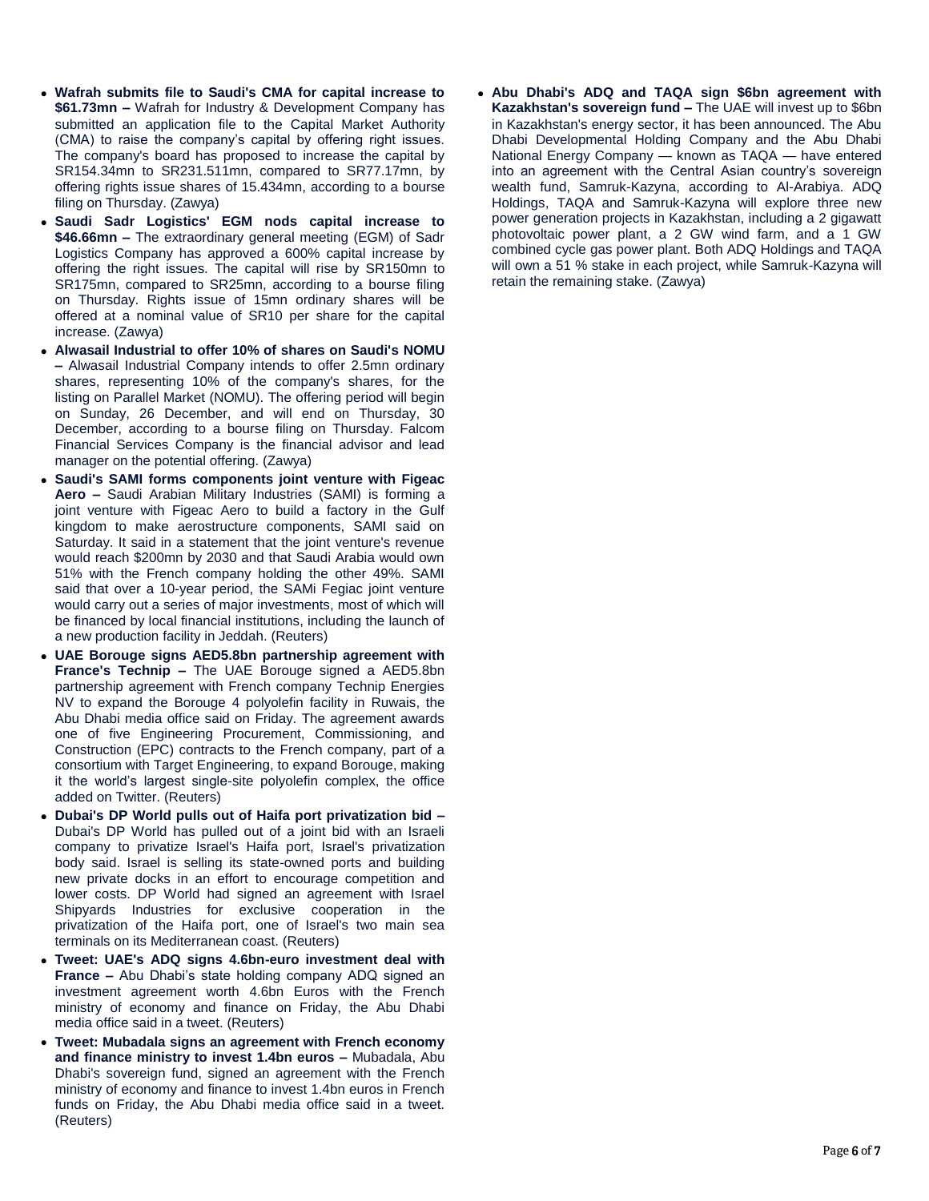- **Wafrah submits file to Saudi's CMA for capital increase to $61.73mn –** Wafrah for Industry & Development Company has submitted an application file to the Capital Market Authority (CMA) to raise the company's capital by offering right issues. The company's board has proposed to increase the capital by SR154.34mn to SR231.511mn, compared to SR77.17mn, by offering rights issue shares of 15.434mn, according to a bourse filing on Thursday. (Zawya)
- **Saudi Sadr Logistics' EGM nods capital increase to $46.66mn –** The extraordinary general meeting (EGM) of Sadr Logistics Company has approved a 600% capital increase by offering the right issues. The capital will rise by SR150mn to SR175mn, compared to SR25mn, according to a bourse filing on Thursday. Rights issue of 15mn ordinary shares will be offered at a nominal value of SR10 per share for the capital increase. (Zawya)
- **Alwasail Industrial to offer 10% of shares on Saudi's NOMU –** Alwasail Industrial Company intends to offer 2.5mn ordinary shares, representing 10% of the company's shares, for the listing on Parallel Market (NOMU). The offering period will begin on Sunday, 26 December, and will end on Thursday, 30 December, according to a bourse filing on Thursday. Falcom Financial Services Company is the financial advisor and lead manager on the potential offering. (Zawya)
- **Saudi's SAMI forms components joint venture with Figeac Aero –** Saudi Arabian Military Industries (SAMI) is forming a joint venture with Figeac Aero to build a factory in the Gulf kingdom to make aerostructure components, SAMI said on Saturday. It said in a statement that the joint venture's revenue would reach $200mn by 2030 and that Saudi Arabia would own 51% with the French company holding the other 49%. SAMI said that over a 10-year period, the SAMi Fegiac joint venture would carry out a series of major investments, most of which will be financed by local financial institutions, including the launch of a new production facility in Jeddah. (Reuters)
- **UAE Borouge signs AED5.8bn partnership agreement with France's Technip –** The UAE Borouge signed a AED5.8bn partnership agreement with French company Technip Energies NV to expand the Borouge 4 polyolefin facility in Ruwais, the Abu Dhabi media office said on Friday. The agreement awards one of five Engineering Procurement, Commissioning, and Construction (EPC) contracts to the French company, part of a consortium with Target Engineering, to expand Borouge, making it the world's largest single-site polyolefin complex, the office added on Twitter. (Reuters)
- **Dubai's DP World pulls out of Haifa port privatization bid –** Dubai's DP World has pulled out of a joint bid with an Israeli company to privatize Israel's Haifa port, Israel's privatization body said. Israel is selling its state-owned ports and building new private docks in an effort to encourage competition and lower costs. DP World had signed an agreement with Israel Shipyards Industries for exclusive cooperation in the privatization of the Haifa port, one of Israel's two main sea terminals on its Mediterranean coast. (Reuters)
- **Tweet: UAE's ADQ signs 4.6bn-euro investment deal with France –** Abu Dhabi's state holding company ADQ signed an investment agreement worth 4.6bn Euros with the French ministry of economy and finance on Friday, the Abu Dhabi media office said in a tweet. (Reuters)
- **Tweet: Mubadala signs an agreement with French economy and finance ministry to invest 1.4bn euros –** Mubadala, Abu Dhabi's sovereign fund, signed an agreement with the French ministry of economy and finance to invest 1.4bn euros in French funds on Friday, the Abu Dhabi media office said in a tweet. (Reuters)
- **Abu Dhabi's ADQ and TAQA sign $6bn agreement with Kazakhstan's sovereign fund –** The UAE will invest up to $6bn in Kazakhstan's energy sector, it has been announced. The Abu Dhabi Developmental Holding Company and the Abu Dhabi National Energy Company — known as TAQA — have entered into an agreement with the Central Asian country's sovereign wealth fund, Samruk-Kazyna, according to Al-Arabiya. ADQ Holdings, TAQA and Samruk-Kazyna will explore three new power generation projects in Kazakhstan, including a 2 gigawatt photovoltaic power plant, a 2 GW wind farm, and a 1 GW combined cycle gas power plant. Both ADQ Holdings and TAQA will own a 51 % stake in each project, while Samruk-Kazyna will retain the remaining stake. (Zawya)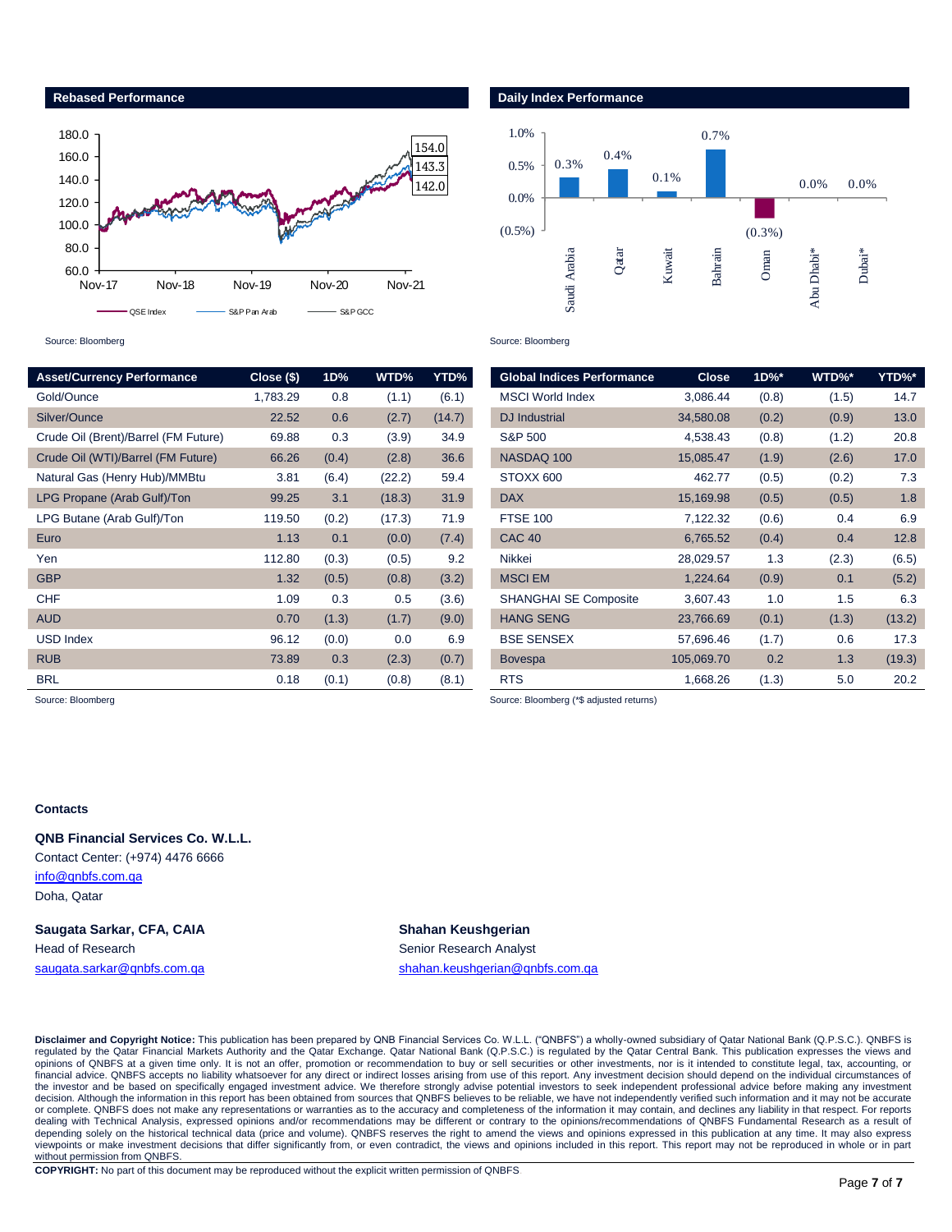### Rebased Performance

180.0
160.0
140.0
120.0
100.0
80.0
60.0

Nov-17 Nov-18 Nov-19 Nov-20 Nov-21

154.0
143.3
142.0

QSE Index — S&P Pan Arab — S&P GCC

Source: Bloomberg

### Daily Index Performance

1.0%
0.5%
0.0%
(0.5%)

0.3% 0.4% 0.1% 0.7% (0.3%) 0.0% 0.0%

Saudi Arabia, Qatar, Kuwait, Bahrain, Oman, Abu Dhabi*, Dubai*

Source: Bloomberg

| Asset/Currency Performance | Close ($) | 1D% | WTD% | YTD% |
|---|---|---|---|---|
| Gold/Ounce | 1,783.29 | 0.8 | (1.1) | (6.1) |
| Silver/Ounce | 22.52 | 0.6 | (2.7) | (14.7) |
| Crude Oil (Brent)/Barrel (FM Future) | 69.88 | 0.3 | (3.9) | 34.9 |
| Crude Oil (WTI)/Barrel (FM Future) | 66.26 | (0.4) | (2.8) | 36.6 |
| Natural Gas (Henry Hub)/MMBtu | 3.81 | (6.4) | (22.2) | 59.4 |
| LPG Propane (Arab Gulf)/Ton | 99.25 | 3.1 | (18.3) | 31.9 |
| LPG Butane (Arab Gulf)/Ton | 119.50 | (0.2) | (17.3) | 71.9 |
| Euro | 1.13 | 0.1 | (0.0) | (7.4) |
| Yen | 112.80 | (0.3) | (0.5) | 9.2 |
| GBP | 1.32 | (0.5) | (0.8) | (3.2) |
| CHF | 1.09 | 0.3 | 0.5 | (3.6) |
| AUD | 0.70 | (1.3) | (1.7) | (9.0) |
| USD Index | 96.12 | (0.0) | 0.0 | 6.9 |
| RUB | 73.89 | 0.3 | (2.3) | (0.7) |
| BRL | 0.18 | (0.1) | (0.8) | (8.1) |

Source: Bloomberg

| Global Indices Performance | Close | 1D%* | WTD%* | YTD%* |
|---|---|---|---|---|
| MSCI World Index | 3,086.44 | (0.8) | (1.5) | 14.7 |
| DJ Industrial | 34,580.08 | (0.2) | (0.9) | 13.0 |
| S&P 500 | 4,538.43 | (0.8) | (1.2) | 20.8 |
| NASDAQ 100 | 15,085.47 | (1.9) | (2.6) | 17.0 |
| STOXX 600 | 462.77 | (0.5) | (0.2) | 7.3 |
| DAX | 15,169.98 | (0.5) | (0.5) | 1.8 |
| FTSE 100 | 7,122.32 | (0.6) | 0.4 | 6.9 |
| CAC 40 | 6,765.52 | (0.4) | 0.4 | 12.8 |
| Nikkei | 28,029.57 | 1.3 | (2.3) | (6.5) |
| MSCI EM | 1,224.64 | (0.9) | 0.1 | (5.2) |
| SHANGHAI SE Composite | 3,607.43 | 1.0 | 1.5 | 6.3 |
| HANG SENG | 23,766.69 | (0.1) | (1.3) | (13.2) |
| BSE SENSEX | 57,696.46 | (1.7) | 0.6 | 17.3 |
| Bovespa | 105,069.70 | 0.2 | 1.3 | (19.3) |
| RTS | 1,668.26 | (1.3) | 5.0 | 20.2 |

Source: Bloomberg (*$ adjusted returns)

**Contacts**

**QNB Financial Services Co. W.L.L.**
Contact Center: (+974) 4476 6666
info@qnbfs.com.qa
Doha, Qatar

**Saugata Sarkar, CFA, CAIA**
Head of Research
saugata.sarkar@qnbfs.com.qa

**Shahan Keushgerian**
Senior Research Analyst
shahan.keushgerian@qnbfs.com.qa

**Disclaimer and Copyright Notice:** This publication has been prepared by QNB Financial Services Co. W.L.L. ("QNBFS") a wholly-owned subsidiary of Qatar National Bank (Q.P.S.C.). QNBFS is regulated by the Qatar Financial Markets Authority and the Qatar Exchange. Qatar National Bank (Q.P.S.C.) is regulated by the Qatar Central Bank. This publication expresses the views and opinions of QNBFS at a given time only. It is not an offer, promotion or recommendation to buy or sell securities or other investments, nor is it intended to constitute legal, tax, accounting, or financial advice. QNBFS accepts no liability whatsoever for any direct or indirect losses arising from use of this report. Any investment decision should depend on the individual circumstances of the investor and be based on specifically engaged investment advice. We therefore strongly advise potential investors to seek independent professional advice before making any investment decision. Although the information in this report has been obtained from sources that QNBFS believes to be reliable, we have not independently verified such information and it may not be accurate or complete. QNBFS does not make any representations or warranties as to the accuracy and completeness of the information it may contain, and declines any liability in that respect. For reports dealing with Technical Analysis, expressed opinions and/or recommendations may be different or contrary to the opinions/recommendations of QNBFS Fundamental Research as a result of depending solely on the historical technical data (price and volume). QNBFS reserves the right to amend the views and opinions expressed in this publication at any time. It may also express viewpoints or make investment decisions that differ significantly from, or even contradict, the views and opinions included in this report. This report may not be reproduced in whole or in part without permission from QNBFS.

**COPYRIGHT:** No part of this document may be reproduced without the explicit written permission of QNBFS.